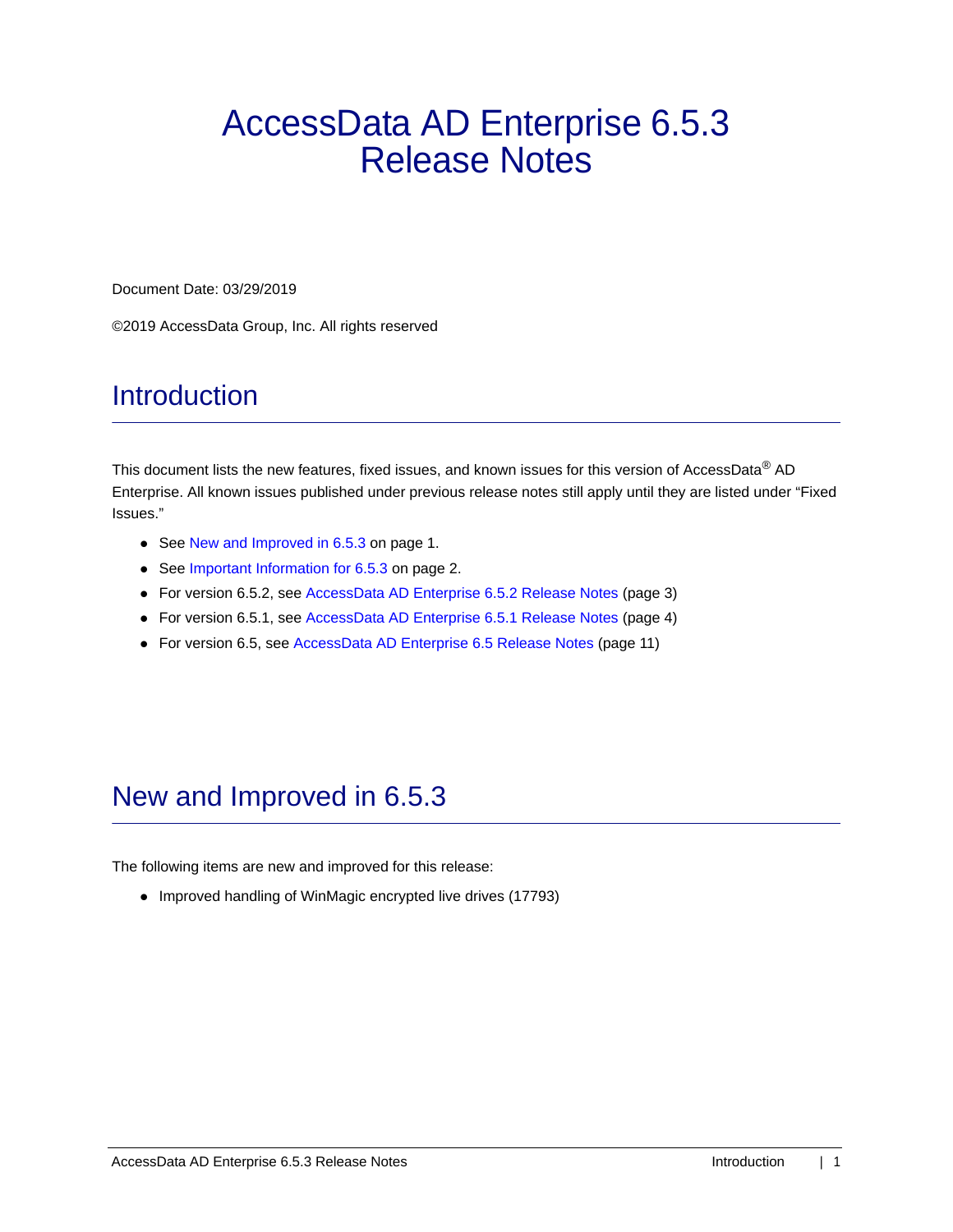# AccessData AD Enterprise 6.5.3 Release Notes

Document Date: 03/29/2019

©2019 AccessData Group, Inc. All rights reserved

## Introduction

This document lists the new features, fixed issues, and known issues for this version of AccessData® AD Enterprise. All known issues published under previous release notes still apply until they are listed under “Fixed Issues.”

- See New and Improved in 6.5.3 on page 1.
- See Important Information for 6.5.3 on page 2.
- For version 6.5.2, see AccessData AD Enterprise 6.5.2 Release Notes (page 3)
- For version 6.5.1, see AccessData AD Enterprise 6.5.1 Release Notes (page 4)
- For version 6.5, see AccessData AD Enterprise 6.5 Release Notes (page 11)

## New and Improved in 6.5.3

The following items are new and improved for this release:

- Improved handling of WinMagic encrypted live drives (17793)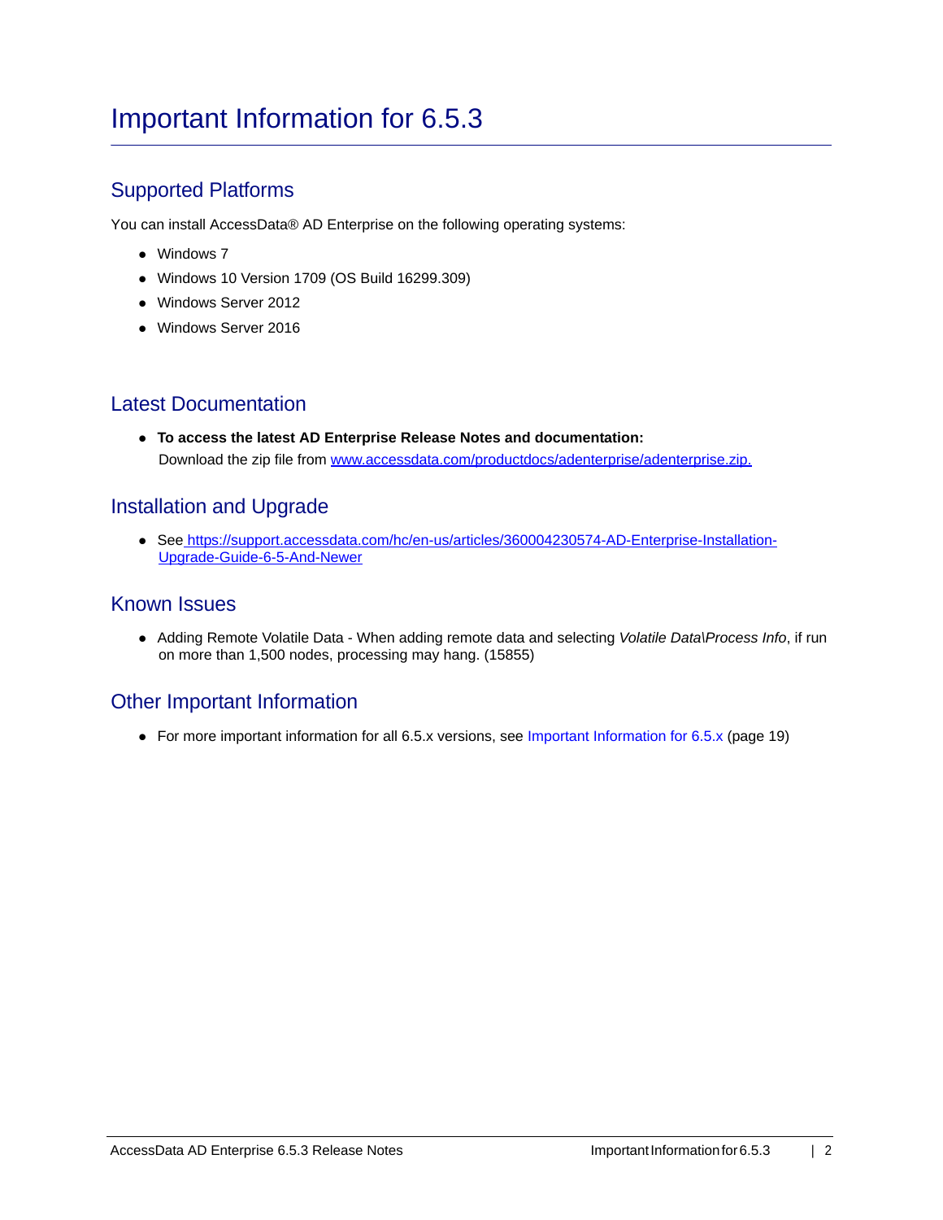# Important Information for 6.5.3

## Supported Platforms

You can install AccessData® AD Enterprise on the following operating systems:

- Windows 7
- Windows 10 Version 1709 (OS Build 16299.309)
- Windows Server 2012
- Windows Server 2016

## Latest Documentation

- **To access the latest AD Enterprise Release Notes and documentation:**
  Download the zip file from [www.accessdata.com/productdocs/adenterprise/adenterprise.zip.](www.accessdata.com/productdocs/adenterprise/adenterprise.zip)

## Installation and Upgrade

- See [https://support.accessdata.com/hc/en-us/articles/360004230574-AD-Enterprise-Installation-Upgrade-Guide-6-5-And-Newer](https://support.accessdata.com/hc/en-us/articles/360004230574-AD-Enterprise-Installation-Upgrade-Guide-6-5-And-Newer)

## Known Issues

- Adding Remote Volatile Data - When adding remote data and selecting *Volatile Data\Process Info*, if run on more than 1,500 nodes, processing may hang. (15855)

## Other Important Information

- For more important information for all 6.5.x versions, see Important Information for 6.5.x (page 19)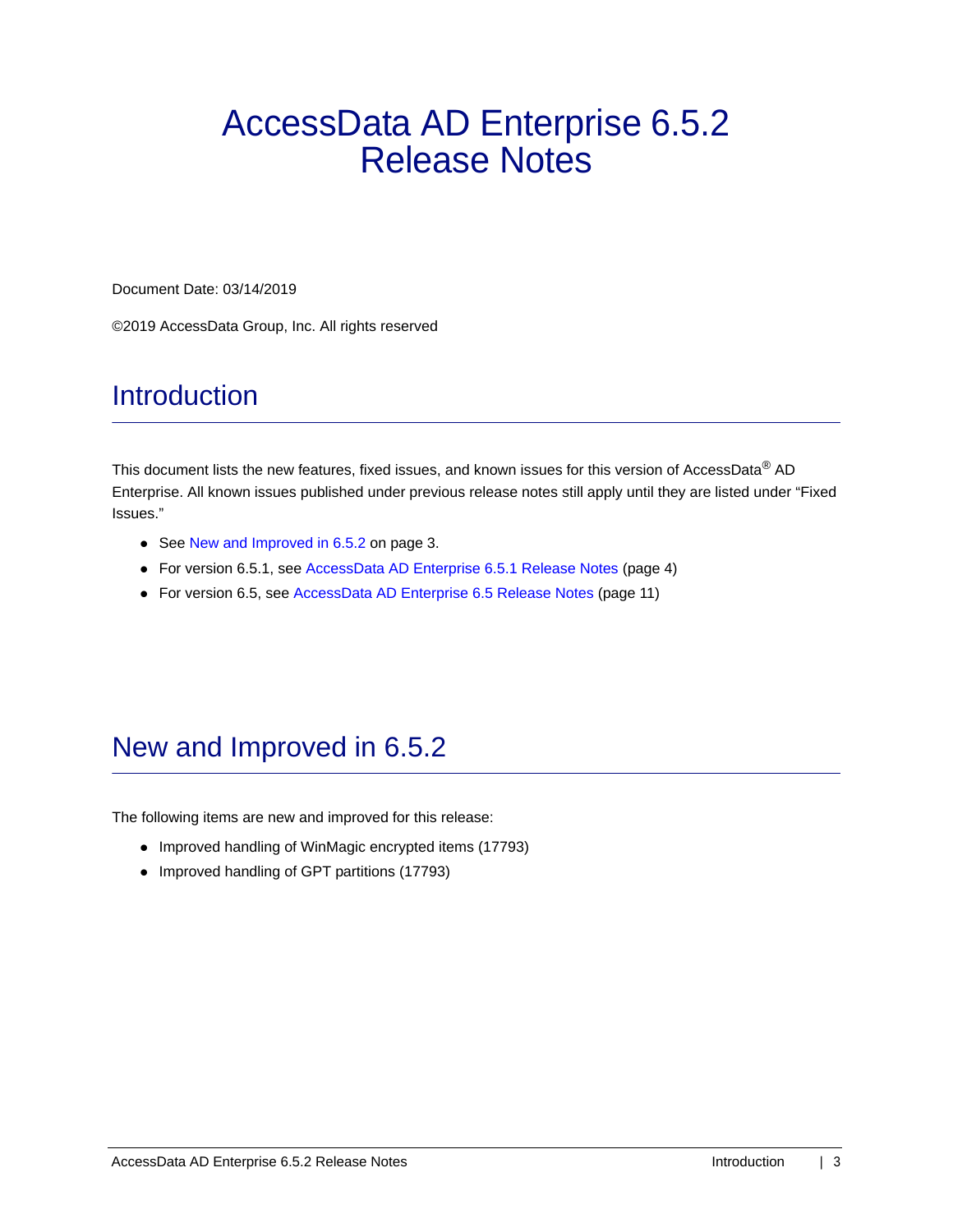# AccessData AD Enterprise 6.5.2 Release Notes

Document Date: 03/14/2019

©2019 AccessData Group, Inc. All rights reserved

## Introduction

This document lists the new features, fixed issues, and known issues for this version of AccessData® AD Enterprise. All known issues published under previous release notes still apply until they are listed under "Fixed Issues."

- See New and Improved in 6.5.2 on page 3.
- For version 6.5.1, see AccessData AD Enterprise 6.5.1 Release Notes (page 4)
- For version 6.5, see AccessData AD Enterprise 6.5 Release Notes (page 11)

## New and Improved in 6.5.2

The following items are new and improved for this release:

- Improved handling of WinMagic encrypted items (17793)
- Improved handling of GPT partitions (17793)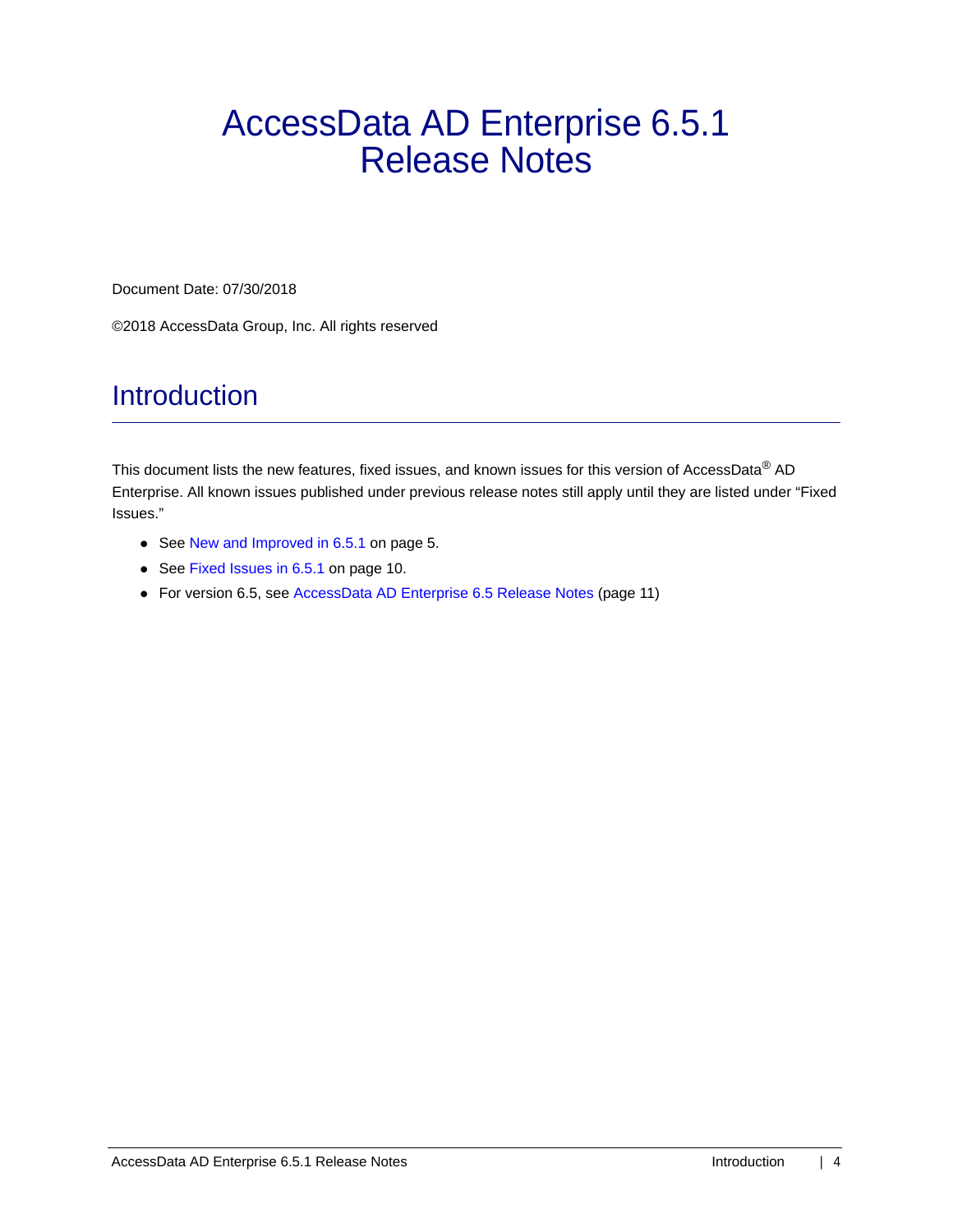# AccessData AD Enterprise 6.5.1 Release Notes

Document Date: 07/30/2018

©2018 AccessData Group, Inc. All rights reserved

## Introduction

This document lists the new features, fixed issues, and known issues for this version of AccessData® AD Enterprise. All known issues published under previous release notes still apply until they are listed under "Fixed Issues."

- See New and Improved in 6.5.1 on page 5.
- See Fixed Issues in 6.5.1 on page 10.
- For version 6.5, see AccessData AD Enterprise 6.5 Release Notes (page 11)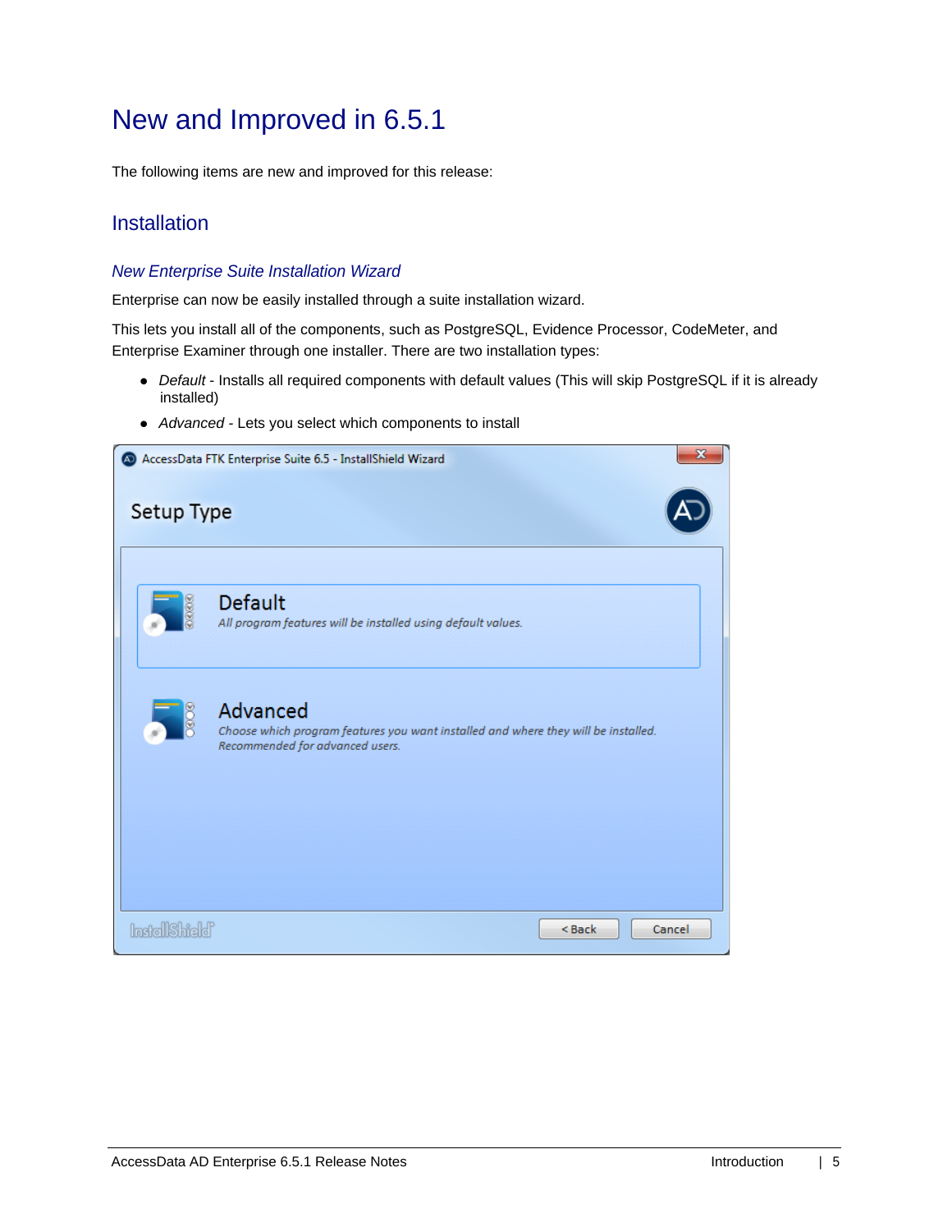# New and Improved in 6.5.1

The following items are new and improved for this release:

## Installation

### *New Enterprise Suite Installation Wizard*

Enterprise can now be easily installed through a suite installation wizard.

This lets you install all of the components, such as PostgreSQL, Evidence Processor, CodeMeter, and Enterprise Examiner through one installer. There are two installation types:

- *Default* - Installs all required components with default values (This will skip PostgreSQL if it is already installed)
- *Advanced* - Lets you select which components to install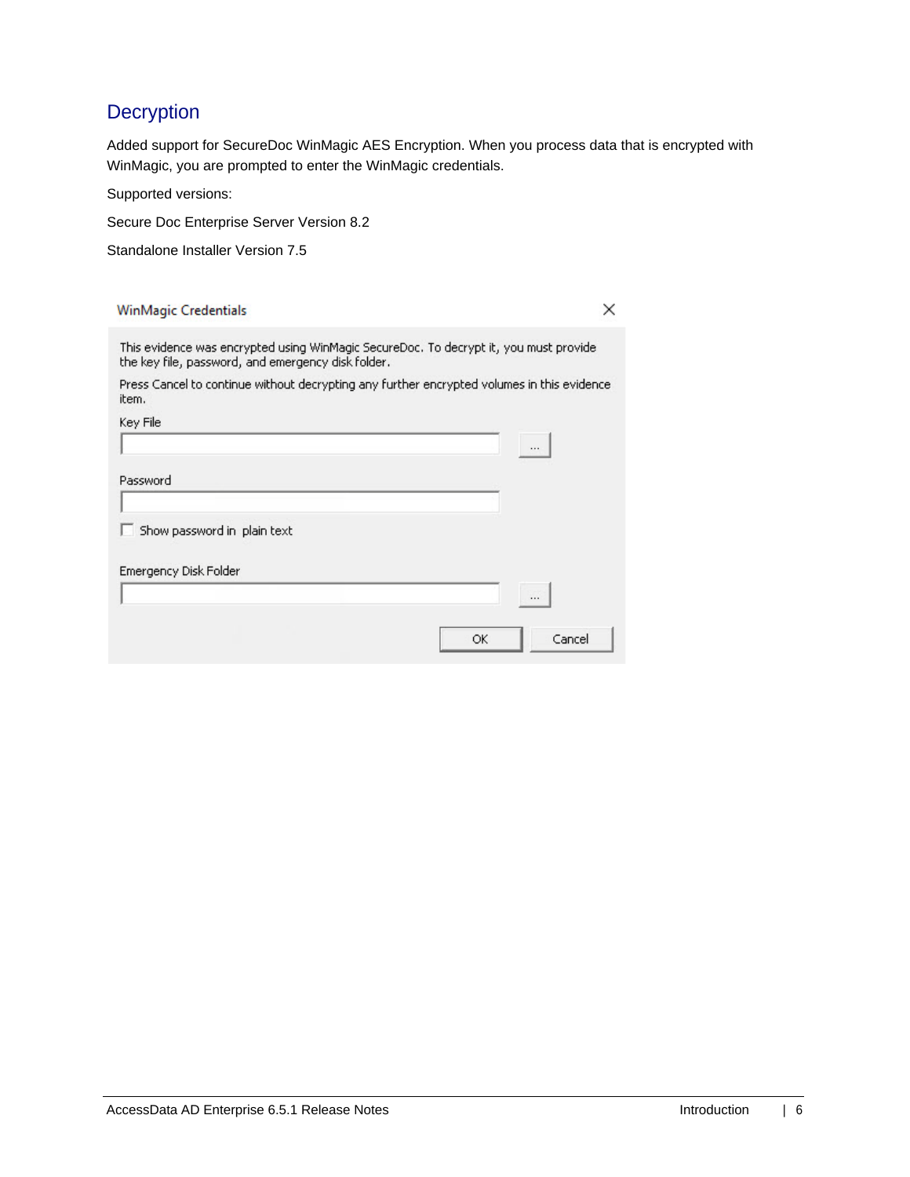## Decryption

Added support for SecureDoc WinMagic AES Encryption. When you process data that is encrypted with WinMagic, you are prompted to enter the WinMagic credentials.

Supported versions:

Secure Doc Enterprise Server Version 8.2

Standalone Installer Version 7.5

WinMagic Credentials

This evidence was encrypted using WinMagic SecureDoc. To decrypt it, you must provide the key file, password, and emergency disk folder.

Press Cancel to continue without decrypting any further encrypted volumes in this evidence item.

Key File

Password

Show password in plain text

Emergency Disk Folder

OK

Cancel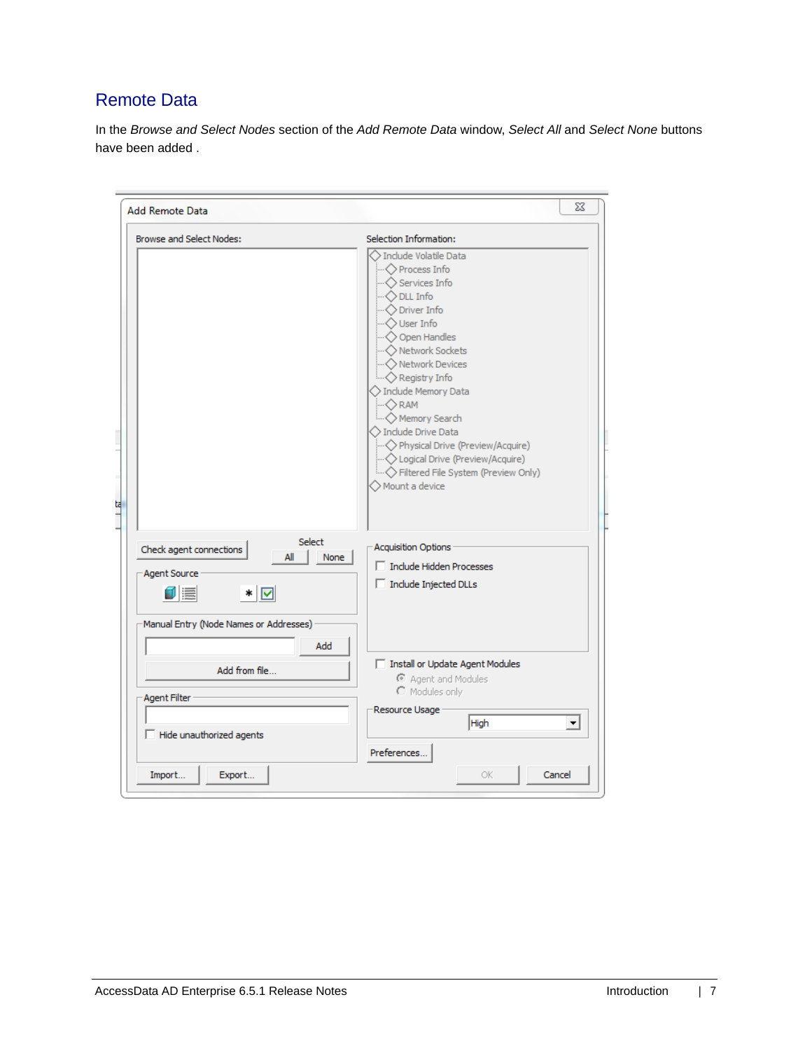## Remote Data

In the *Browse and Select Nodes* section of the *Add Remote Data* window, *Select All* and *Select None* buttons have been added .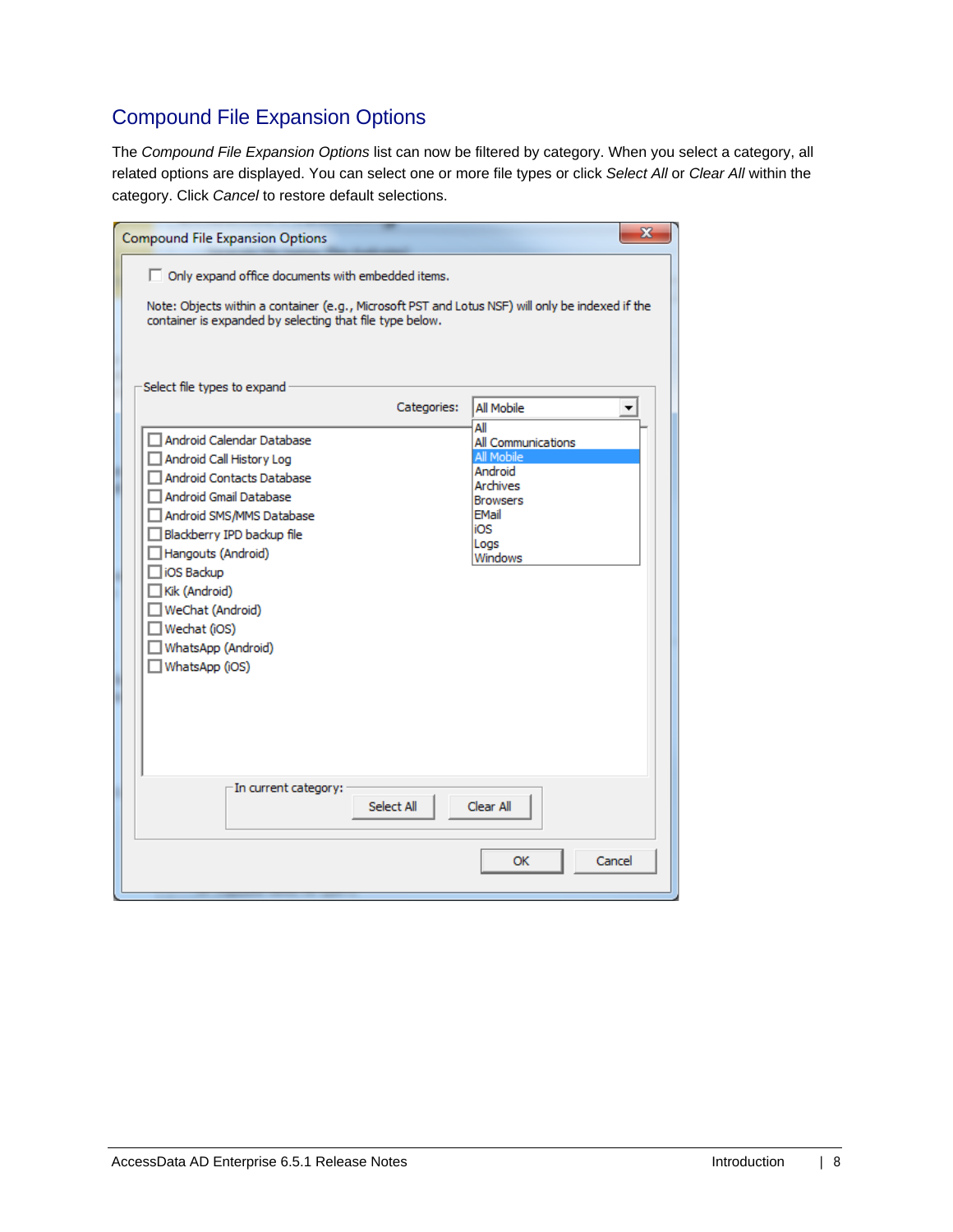## Compound File Expansion Options

The *Compound File Expansion Options* list can now be filtered by category. When you select a category, all related options are displayed. You can select one or more file types or click *Select All* or *Clear All* within the category. Click *Cancel* to restore default selections.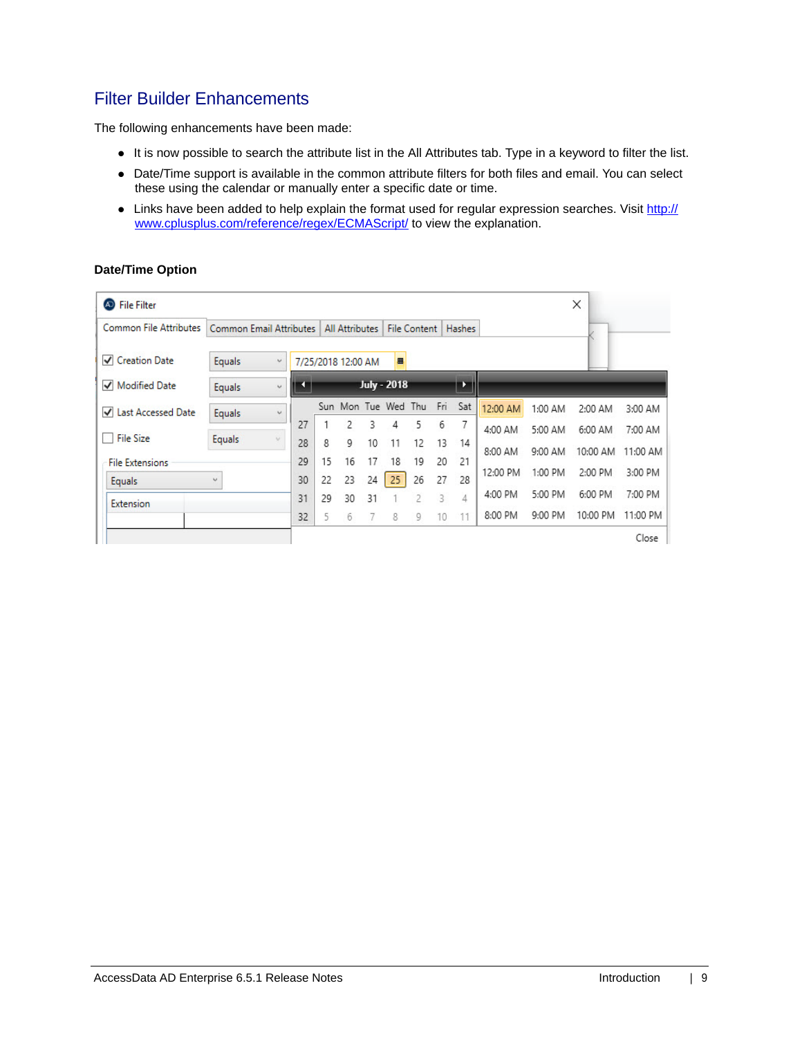## Filter Builder Enhancements

The following enhancements have been made:

- It is now possible to search the attribute list in the All Attributes tab. Type in a keyword to filter the list.
- Date/Time support is available in the common attribute filters for both files and email. You can select these using the calendar or manually enter a specific date or time.
- Links have been added to help explain the format used for regular expression searches. Visit http://www.cplusplus.com/reference/regex/ECMAScript/ to view the explanation.

**Date/Time Option**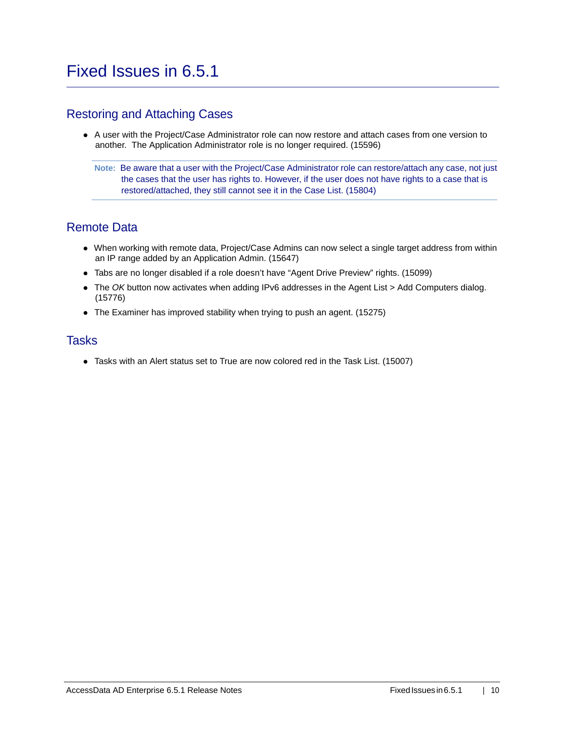# Fixed Issues in 6.5.1

## Restoring and Attaching Cases

- A user with the Project/Case Administrator role can now restore and attach cases from one version to another. The Application Administrator role is no longer required. (15596)

> **Note:** Be aware that a user with the Project/Case Administrator role can restore/attach any case, not just the cases that the user has rights to. However, if the user does not have rights to a case that is restored/attached, they still cannot see it in the Case List. (15804)

## Remote Data

- When working with remote data, Project/Case Admins can now select a single target address from within an IP range added by an Application Admin. (15647)
- Tabs are no longer disabled if a role doesn't have "Agent Drive Preview" rights. (15099)
- The *OK* button now activates when adding IPv6 addresses in the Agent List > Add Computers dialog. (15776)
- The Examiner has improved stability when trying to push an agent. (15275)

## Tasks

- Tasks with an Alert status set to True are now colored red in the Task List. (15007)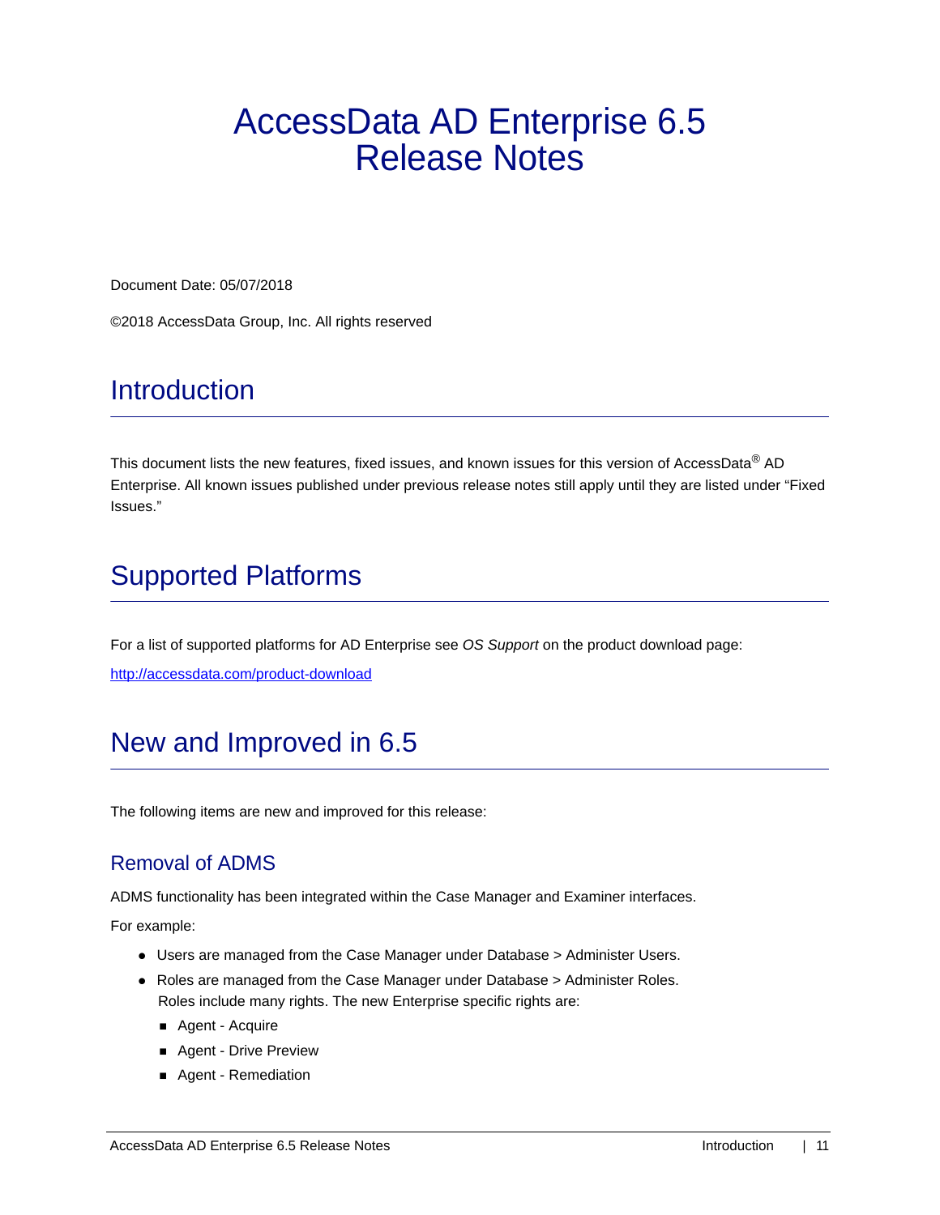# AccessData AD Enterprise 6.5 Release Notes

Document Date: 05/07/2018

©2018 AccessData Group, Inc. All rights reserved

## Introduction

This document lists the new features, fixed issues, and known issues for this version of AccessData® AD Enterprise. All known issues published under previous release notes still apply until they are listed under "Fixed Issues."

## Supported Platforms

For a list of supported platforms for AD Enterprise see *OS Support* on the product download page:

http://accessdata.com/product-download

## New and Improved in 6.5

The following items are new and improved for this release:

### Removal of ADMS

ADMS functionality has been integrated within the Case Manager and Examiner interfaces.

For example:

- Users are managed from the Case Manager under Database > Administer Users.
- Roles are managed from the Case Manager under Database > Administer Roles.
  Roles include many rights. The new Enterprise specific rights are:
  - Agent - Acquire
  - Agent - Drive Preview
  - Agent - Remediation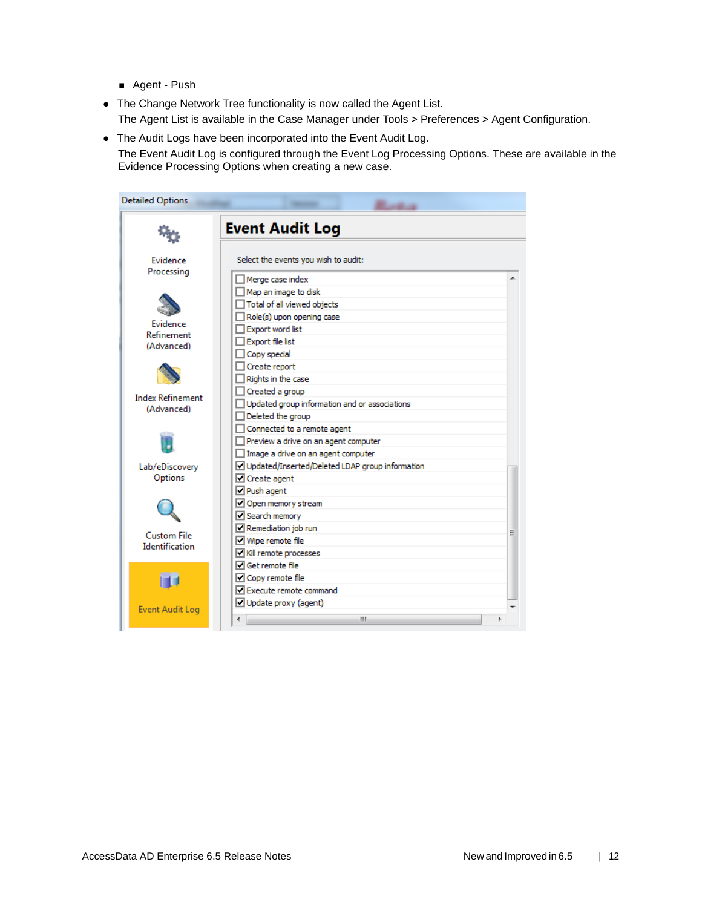- Agent - Push

- The Change Network Tree functionality is now called the Agent List.
  The Agent List is available in the Case Manager under Tools > Preferences > Agent Configuration.
- The Audit Logs have been incorporated into the Event Audit Log.
  The Event Audit Log is configured through the Event Log Processing Options. These are available in the Evidence Processing Options when creating a new case.

Detailed Options

Evidence Processing

Evidence Refinement (Advanced)

Index Refinement (Advanced)

Lab/eDiscovery Options

Custom File Identification

Event Audit Log

**Event Audit Log**

Select the events you wish to audit:

- [ ] Merge case index
- [ ] Map an image to disk
- [ ] Total of all viewed objects
- [ ] Role(s) upon opening case
- [ ] Export word list
- [ ] Export file list
- [ ] Copy special
- [ ] Create report
- [ ] Rights in the case
- [ ] Created a group
- [ ] Updated group information and or associations
- [ ] Deleted the group
- [ ] Connected to a remote agent
- [ ] Preview a drive on an agent computer
- [ ] Image a drive on an agent computer
- [x] Updated/Inserted/Deleted LDAP group information
- [x] Create agent
- [x] Push agent
- [x] Open memory stream
- [x] Search memory
- [x] Remediation job run
- [x] Wipe remote file
- [x] Kill remote processes
- [x] Get remote file
- [x] Copy remote file
- [x] Execute remote command
- [x] Update proxy (agent)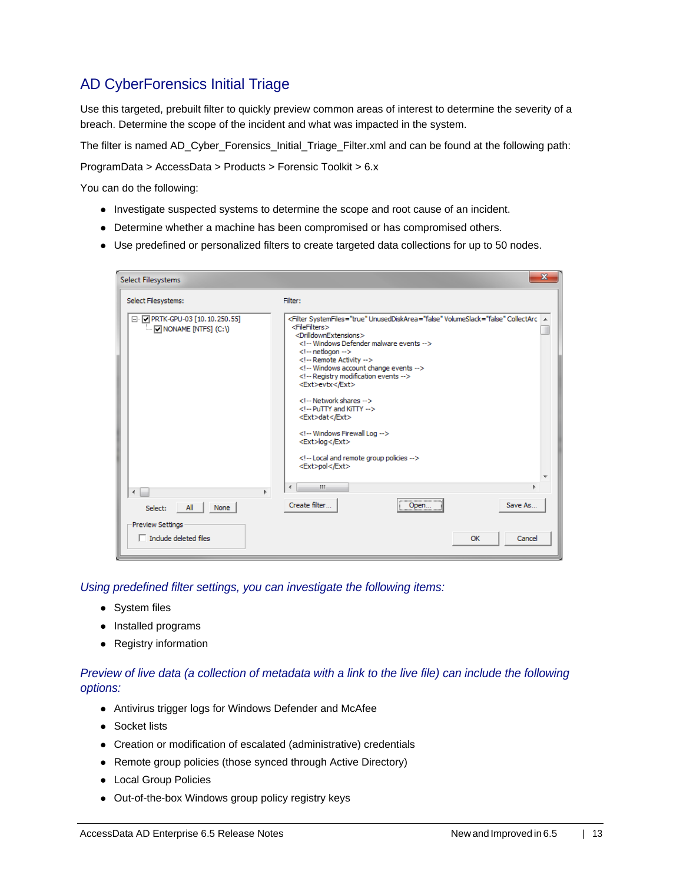# AD CyberForensics Initial Triage

Use this targeted, prebuilt filter to quickly preview common areas of interest to determine the severity of a breach. Determine the scope of the incident and what was impacted in the system.

The filter is named AD_Cyber_Forensics_Initial_Triage_Filter.xml and can be found at the following path:

ProgramData > AccessData > Products > Forensic Toolkit > 6.x

You can do the following:

- Investigate suspected systems to determine the scope and root cause of an incident.
- Determine whether a machine has been compromised or has compromised others.
- Use predefined or personalized filters to create targeted data collections for up to 50 nodes.

*Using predefined filter settings, you can investigate the following items:*

- System files
- Installed programs
- Registry information

*Preview of live data (a collection of metadata with a link to the live file) can include the following options:*

- Antivirus trigger logs for Windows Defender and McAfee
- Socket lists
- Creation or modification of escalated (administrative) credentials
- Remote group policies (those synced through Active Directory)
- Local Group Policies
- Out-of-the-box Windows group policy registry keys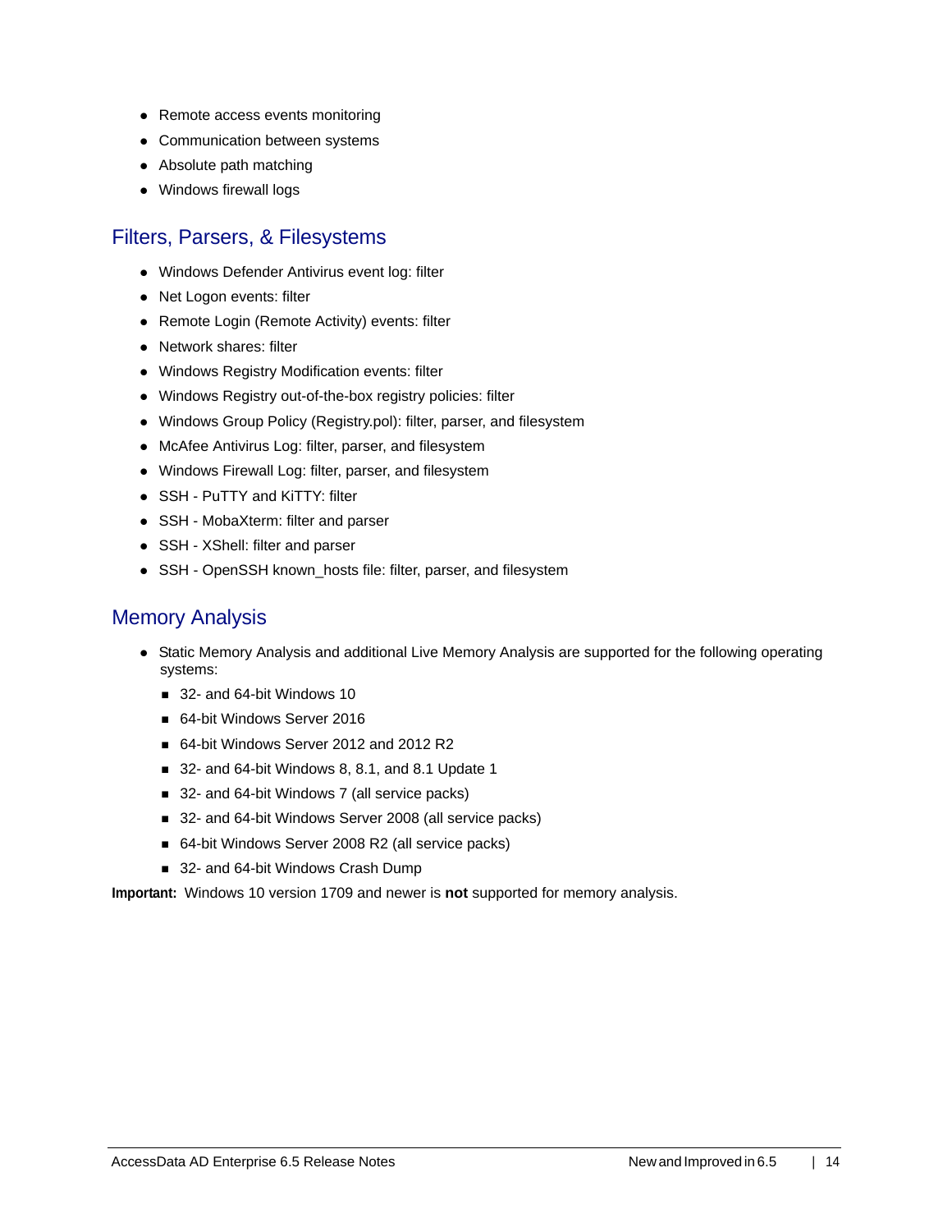- Remote access events monitoring
- Communication between systems
- Absolute path matching
- Windows firewall logs

## Filters, Parsers, & Filesystems

- Windows Defender Antivirus event log: filter
- Net Logon events: filter
- Remote Login (Remote Activity) events: filter
- Network shares: filter
- Windows Registry Modification events: filter
- Windows Registry out-of-the-box registry policies: filter
- Windows Group Policy (Registry.pol): filter, parser, and filesystem
- McAfee Antivirus Log: filter, parser, and filesystem
- Windows Firewall Log: filter, parser, and filesystem
- SSH - PuTTY and KiTTY: filter
- SSH - MobaXterm: filter and parser
- SSH - XShell: filter and parser
- SSH - OpenSSH known_hosts file: filter, parser, and filesystem

## Memory Analysis

- Static Memory Analysis and additional Live Memory Analysis are supported for the following operating systems:
  - 32- and 64-bit Windows 10
  - 64-bit Windows Server 2016
  - 64-bit Windows Server 2012 and 2012 R2
  - 32- and 64-bit Windows 8, 8.1, and 8.1 Update 1
  - 32- and 64-bit Windows 7 (all service packs)
  - 32- and 64-bit Windows Server 2008 (all service packs)
  - 64-bit Windows Server 2008 R2 (all service packs)
  - 32- and 64-bit Windows Crash Dump

**Important:** Windows 10 version 1709 and newer is **not** supported for memory analysis.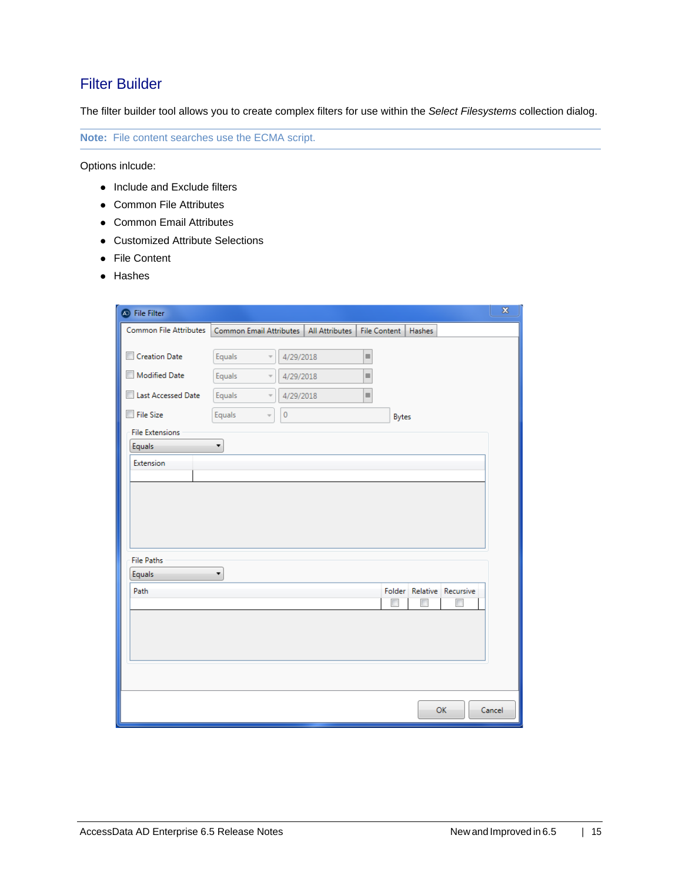## Filter Builder

The filter builder tool allows you to create complex filters for use within the *Select Filesystems* collection dialog.

**Note:** File content searches use the ECMA script.

Options inlcude:

- Include and Exclude filters
- Common File Attributes
- Common Email Attributes
- Customized Attribute Selections
- File Content
- Hashes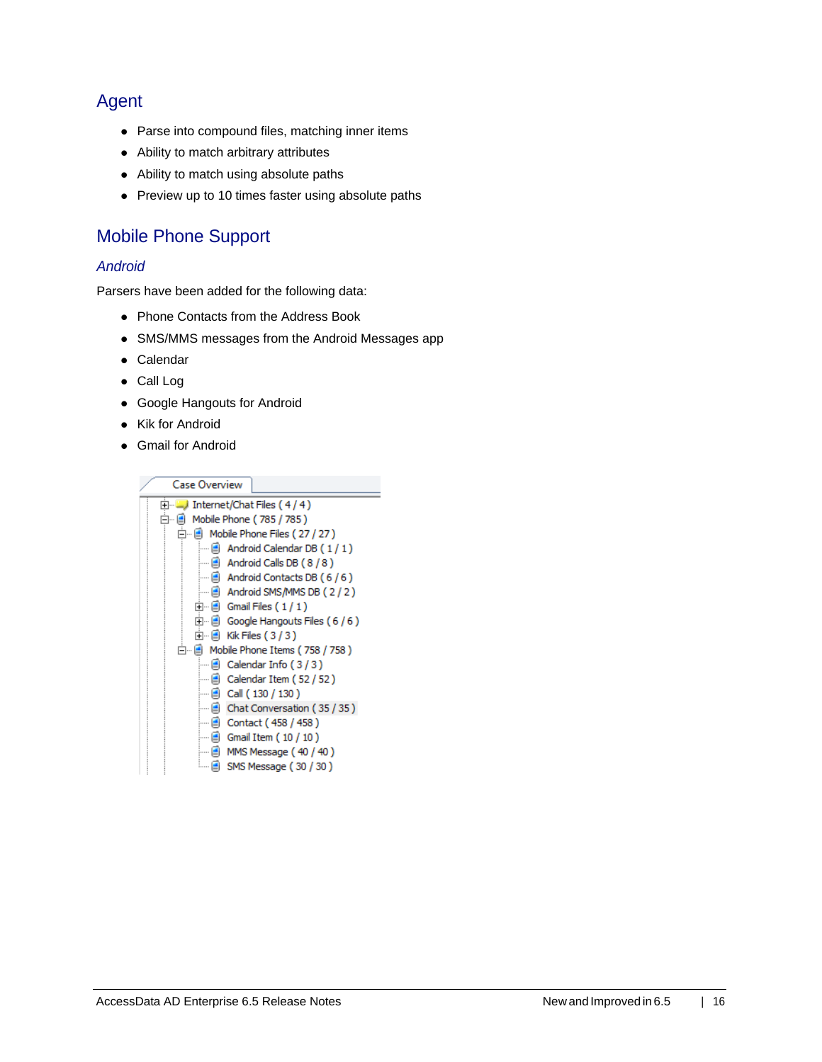## Agent

- Parse into compound files, matching inner items
- Ability to match arbitrary attributes
- Ability to match using absolute paths
- Preview up to 10 times faster using absolute paths

## Mobile Phone Support

### *Android*

Parsers have been added for the following data:

- Phone Contacts from the Address Book
- SMS/MMS messages from the Android Messages app
- Calendar
- Call Log
- Google Hangouts for Android
- Kik for Android
- Gmail for Android

Case Overview

Internet/Chat Files ( 4 / 4 )
Mobile Phone ( 785 / 785 )
Mobile Phone Files ( 27 / 27 )
Android Calendar DB ( 1 / 1 )
Android Calls DB ( 8 / 8 )
Android Contacts DB ( 6 / 6 )
Android SMS/MMS DB ( 2 / 2 )
Gmail Files ( 1 / 1 )
Google Hangouts Files ( 6 / 6 )
Kik Files ( 3 / 3 )
Mobile Phone Items ( 758 / 758 )
Calendar Info ( 3 / 3 )
Calendar Item ( 52 / 52 )
Call ( 130 / 130 )
Chat Conversation ( 35 / 35 )
Contact ( 458 / 458 )
Gmail Item ( 10 / 10 )
MMS Message ( 40 / 40 )
SMS Message ( 30 / 30 )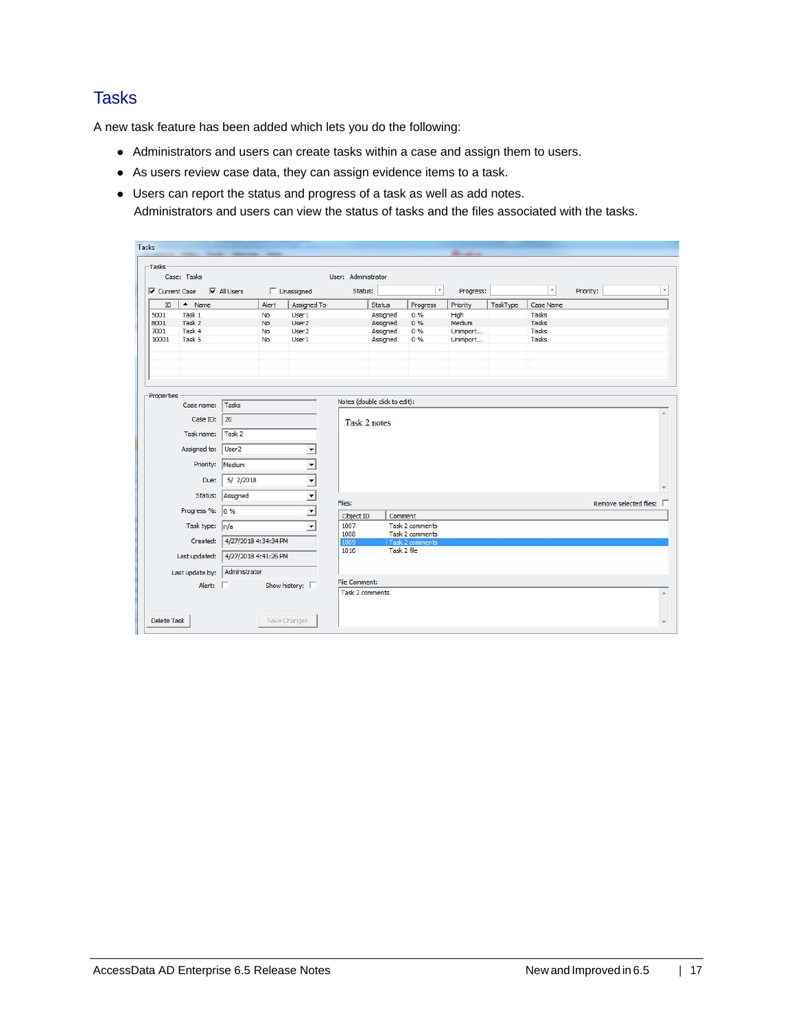## Tasks

A new task feature has been added which lets you do the following:

- Administrators and users can create tasks within a case and assign them to users.
- As users review case data, they can assign evidence items to a task.
- Users can report the status and progress of a task as well as add notes.
  Administrators and users can view the status of tasks and the files associated with the tasks.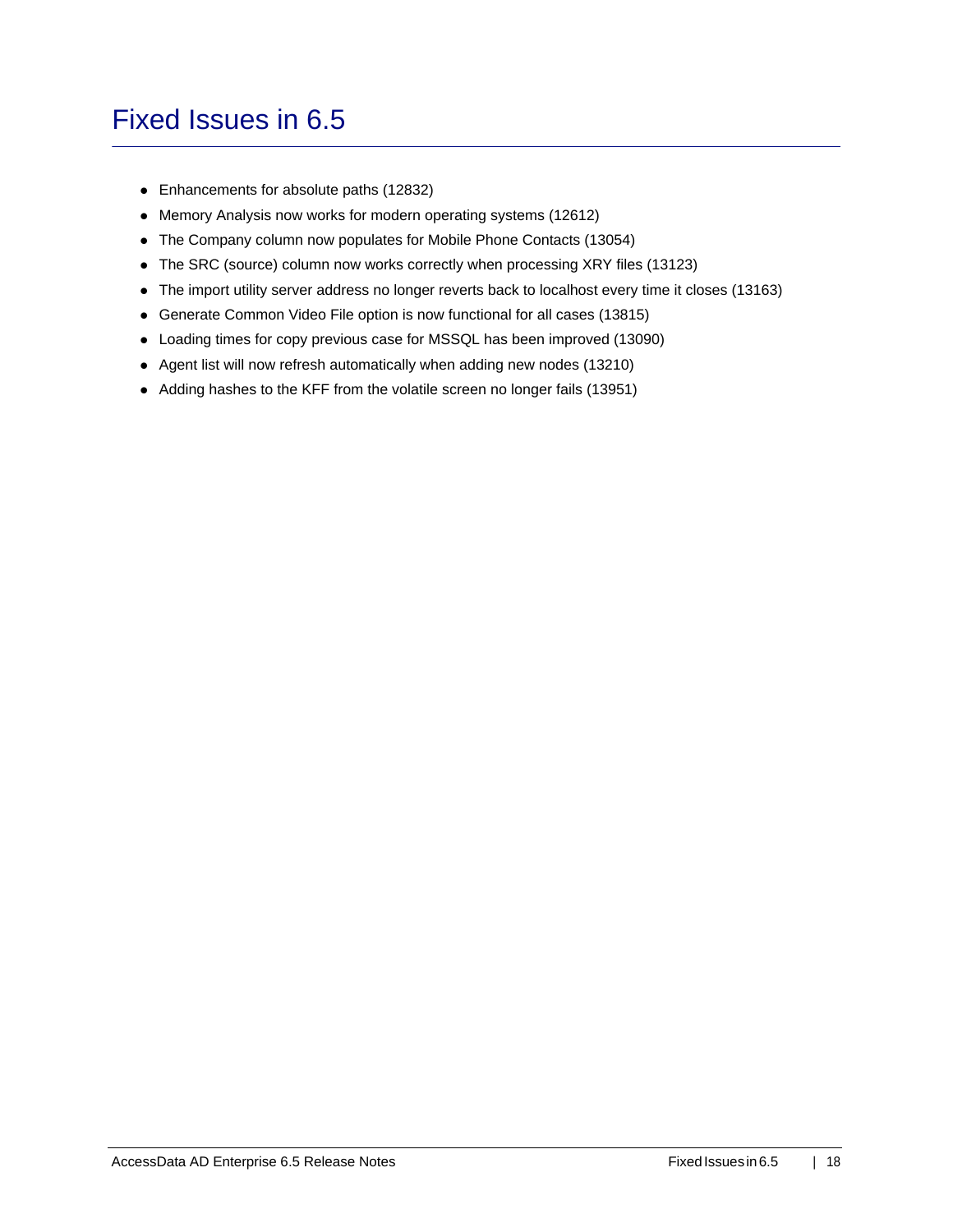# Fixed Issues in 6.5

- Enhancements for absolute paths (12832)
- Memory Analysis now works for modern operating systems (12612)
- The Company column now populates for Mobile Phone Contacts (13054)
- The SRC (source) column now works correctly when processing XRY files (13123)
- The import utility server address no longer reverts back to localhost every time it closes (13163)
- Generate Common Video File option is now functional for all cases (13815)
- Loading times for copy previous case for MSSQL has been improved (13090)
- Agent list will now refresh automatically when adding new nodes (13210)
- Adding hashes to the KFF from the volatile screen no longer fails (13951)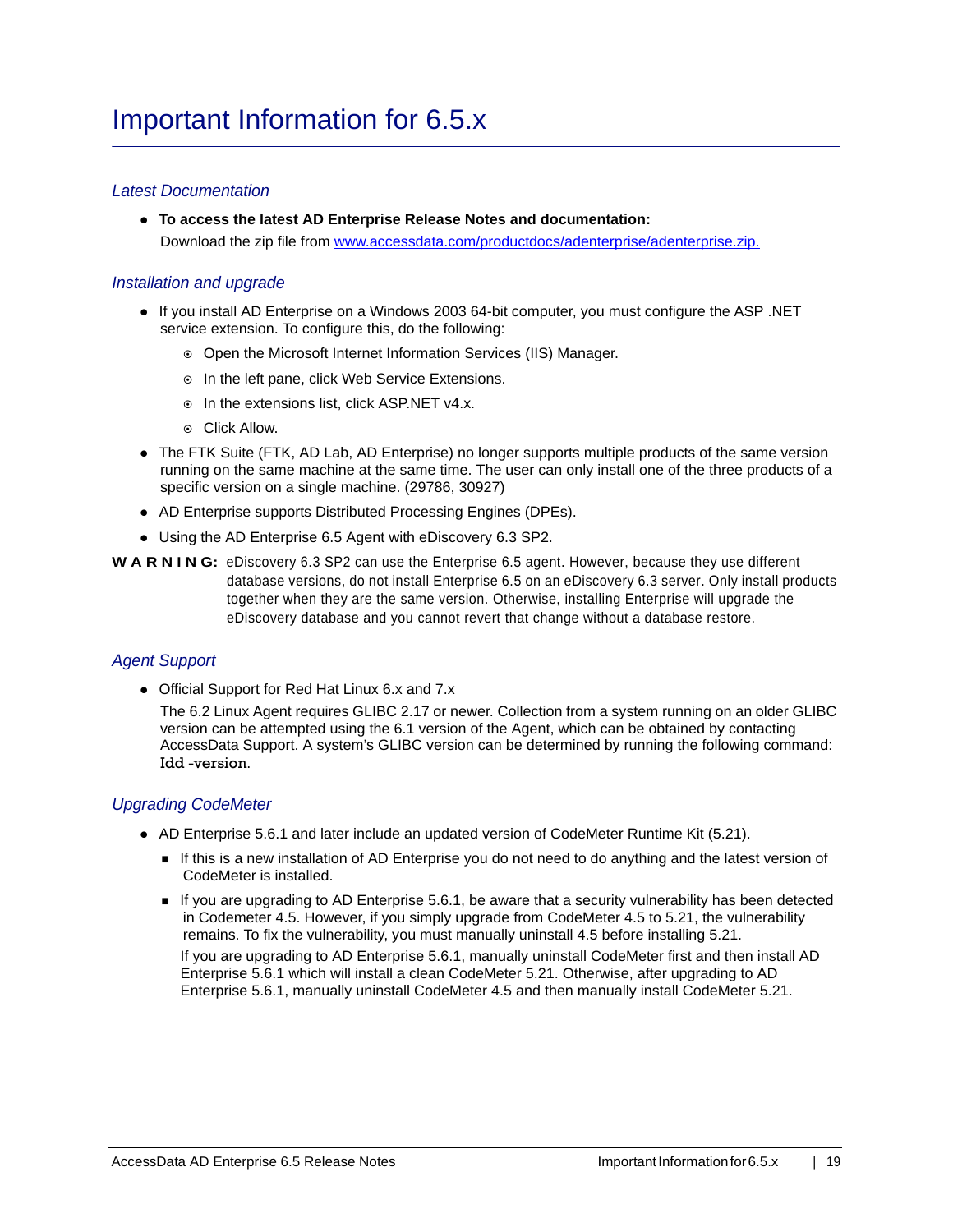# Important Information for 6.5.x

### *Latest Documentation*

- **To access the latest AD Enterprise Release Notes and documentation:**
  Download the zip file from [www.accessdata.com/productdocs/adenterprise/adenterprise.zip.](www.accessdata.com/productdocs/adenterprise/adenterprise.zip)

### *Installation and upgrade*

- If you install AD Enterprise on a Windows 2003 64-bit computer, you must configure the ASP .NET service extension. To configure this, do the following:
  - Open the Microsoft Internet Information Services (IIS) Manager.
  - In the left pane, click Web Service Extensions.
  - In the extensions list, click ASP.NET v4.x.
  - Click Allow.
- The FTK Suite (FTK, AD Lab, AD Enterprise) no longer supports multiple products of the same version running on the same machine at the same time. The user can only install one of the three products of a specific version on a single machine. (29786, 30927)
- AD Enterprise supports Distributed Processing Engines (DPEs).
- Using the AD Enterprise 6.5 Agent with eDiscovery 6.3 SP2.

**WARNING:** eDiscovery 6.3 SP2 can use the Enterprise 6.5 agent. However, because they use different database versions, do not install Enterprise 6.5 on an eDiscovery 6.3 server. Only install products together when they are the same version. Otherwise, installing Enterprise will upgrade the eDiscovery database and you cannot revert that change without a database restore.

### *Agent Support*

- Official Support for Red Hat Linux 6.x and 7.x

  The 6.2 Linux Agent requires GLIBC 2.17 or newer. Collection from a system running on an older GLIBC version can be attempted using the 6.1 version of the Agent, which can be obtained by contacting AccessData Support. A system's GLIBC version can be determined by running the following command: `ldd -version`.

### *Upgrading CodeMeter*

- AD Enterprise 5.6.1 and later include an updated version of CodeMeter Runtime Kit (5.21).
  - If this is a new installation of AD Enterprise you do not need to do anything and the latest version of CodeMeter is installed.
  - If you are upgrading to AD Enterprise 5.6.1, be aware that a security vulnerability has been detected in Codemeter 4.5. However, if you simply upgrade from CodeMeter 4.5 to 5.21, the vulnerability remains. To fix the vulnerability, you must manually uninstall 4.5 before installing 5.21.

    If you are upgrading to AD Enterprise 5.6.1, manually uninstall CodeMeter first and then install AD Enterprise 5.6.1 which will install a clean CodeMeter 5.21. Otherwise, after upgrading to AD Enterprise 5.6.1, manually uninstall CodeMeter 4.5 and then manually install CodeMeter 5.21.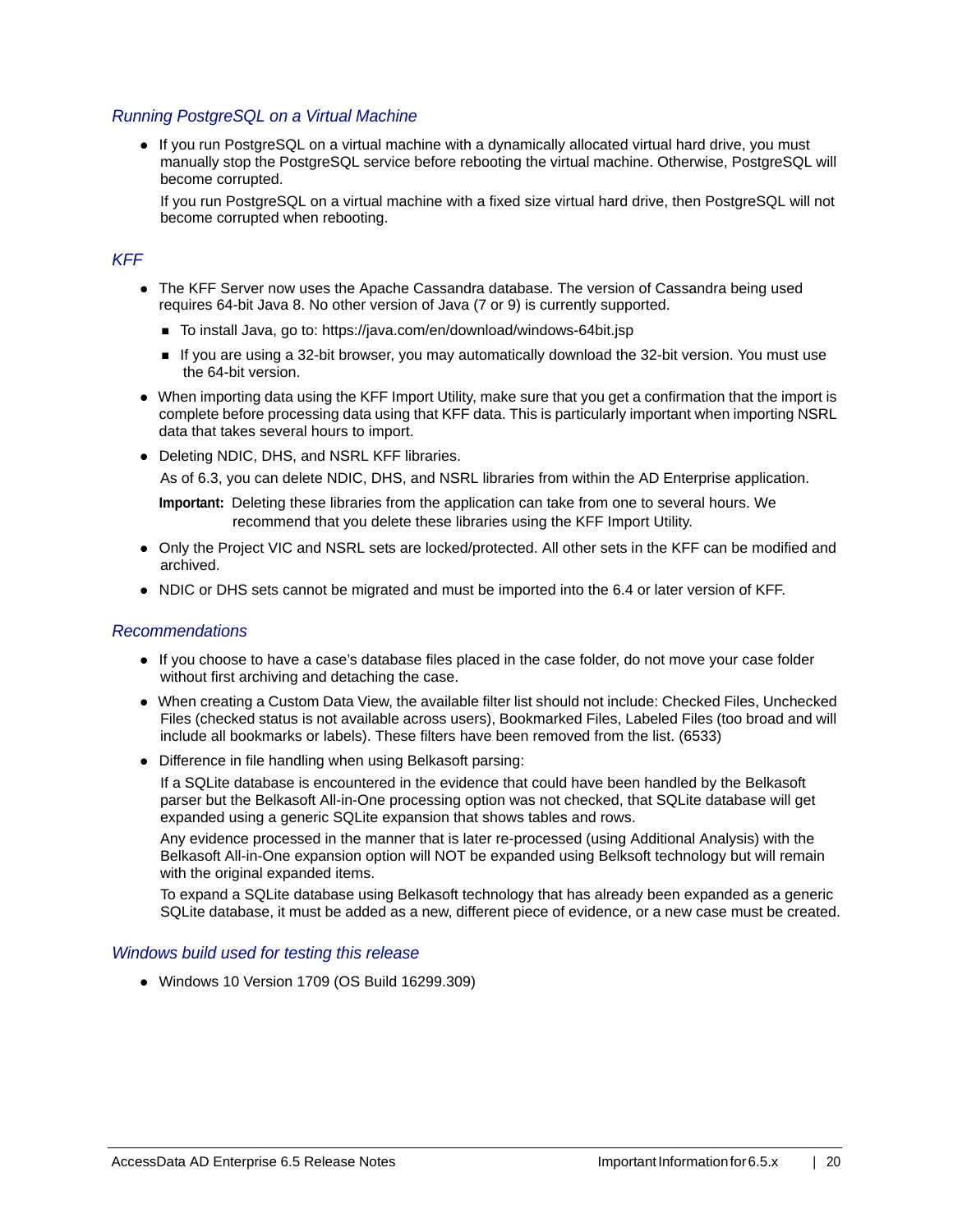### *Running PostgreSQL on a Virtual Machine*

- If you run PostgreSQL on a virtual machine with a dynamically allocated virtual hard drive, you must manually stop the PostgreSQL service before rebooting the virtual machine. Otherwise, PostgreSQL will become corrupted.

  If you run PostgreSQL on a virtual machine with a fixed size virtual hard drive, then PostgreSQL will not become corrupted when rebooting.

### *KFF*

- The KFF Server now uses the Apache Cassandra database. The version of Cassandra being used requires 64-bit Java 8. No other version of Java (7 or 9) is currently supported.
  - To install Java, go to: https://java.com/en/download/windows-64bit.jsp
  - If you are using a 32-bit browser, you may automatically download the 32-bit version. You must use the 64-bit version.
- When importing data using the KFF Import Utility, make sure that you get a confirmation that the import is complete before processing data using that KFF data. This is particularly important when importing NSRL data that takes several hours to import.
- Deleting NDIC, DHS, and NSRL KFF libraries.

  As of 6.3, you can delete NDIC, DHS, and NSRL libraries from within the AD Enterprise application.

  **Important:** Deleting these libraries from the application can take from one to several hours. We recommend that you delete these libraries using the KFF Import Utility.
- Only the Project VIC and NSRL sets are locked/protected. All other sets in the KFF can be modified and archived.
- NDIC or DHS sets cannot be migrated and must be imported into the 6.4 or later version of KFF.

### *Recommendations*

- If you choose to have a case's database files placed in the case folder, do not move your case folder without first archiving and detaching the case.
- When creating a Custom Data View, the available filter list should not include: Checked Files, Unchecked Files (checked status is not available across users), Bookmarked Files, Labeled Files (too broad and will include all bookmarks or labels). These filters have been removed from the list. (6533)
- Difference in file handling when using Belkasoft parsing:

  If a SQLite database is encountered in the evidence that could have been handled by the Belkasoft parser but the Belkasoft All-in-One processing option was not checked, that SQLite database will get expanded using a generic SQLite expansion that shows tables and rows.

  Any evidence processed in the manner that is later re-processed (using Additional Analysis) with the Belkasoft All-in-One expansion option will NOT be expanded using Belksoft technology but will remain with the original expanded items.

  To expand a SQLite database using Belkasoft technology that has already been expanded as a generic SQLite database, it must be added as a new, different piece of evidence, or a new case must be created.

### *Windows build used for testing this release*

- Windows 10 Version 1709 (OS Build 16299.309)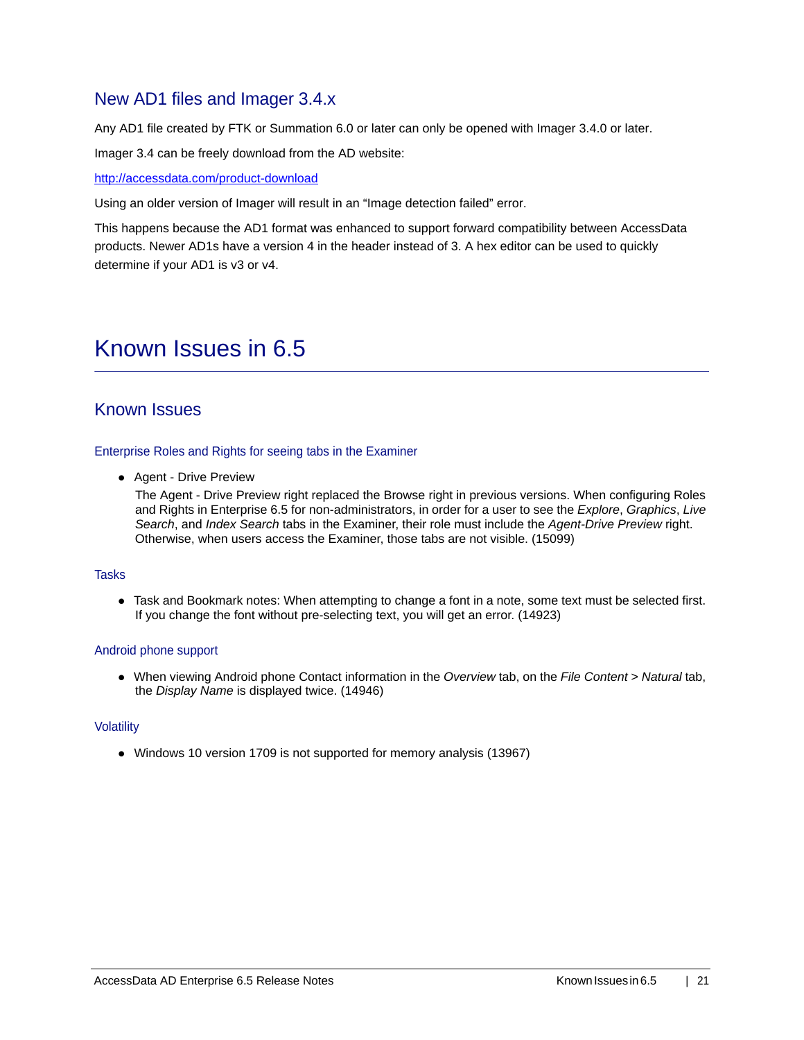## New AD1 files and Imager 3.4.x

Any AD1 file created by FTK or Summation 6.0 or later can only be opened with Imager 3.4.0 or later.

Imager 3.4 can be freely download from the AD website:

http://accessdata.com/product-download

Using an older version of Imager will result in an “Image detection failed” error.

This happens because the AD1 format was enhanced to support forward compatibility between AccessData products. Newer AD1s have a version 4 in the header instead of 3. A hex editor can be used to quickly determine if your AD1 is v3 or v4.

# Known Issues in 6.5

## Known Issues

### Enterprise Roles and Rights for seeing tabs in the Examiner

- Agent - Drive Preview
  The Agent - Drive Preview right replaced the Browse right in previous versions. When configuring Roles and Rights in Enterprise 6.5 for non-administrators, in order for a user to see the *Explore*, *Graphics*, *Live Search*, and *Index Search* tabs in the Examiner, their role must include the *Agent-Drive Preview* right. Otherwise, when users access the Examiner, those tabs are not visible. (15099)

### Tasks

- Task and Bookmark notes: When attempting to change a font in a note, some text must be selected first. If you change the font without pre-selecting text, you will get an error. (14923)

### Android phone support

- When viewing Android phone Contact information in the *Overview* tab, on the *File Content* > *Natural* tab, the *Display Name* is displayed twice. (14946)

### Volatility

- Windows 10 version 1709 is not supported for memory analysis (13967)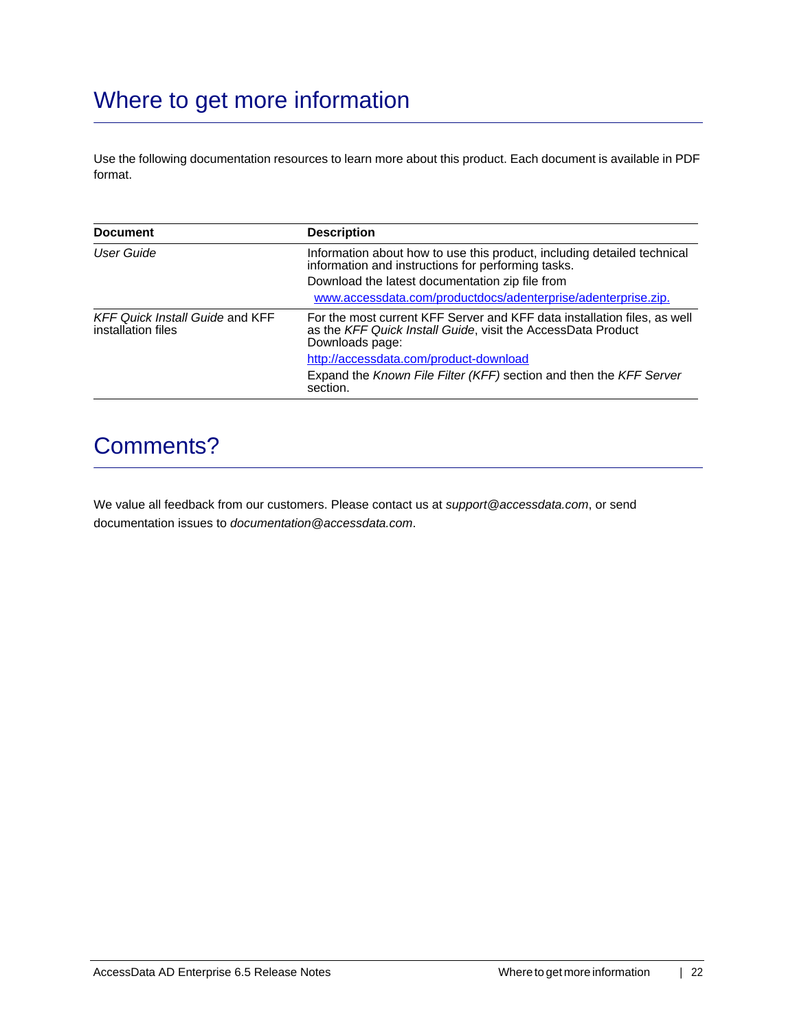# Where to get more information

Use the following documentation resources to learn more about this product. Each document is available in PDF format.

| Document | Description |
|---|---|
| *User Guide* | Information about how to use this product, including detailed technical information and instructions for performing tasks.<br>Download the latest documentation zip file from<br>www.accessdata.com/productdocs/adenterprise/adenterprise.zip. |
| *KFF Quick Install Guide* and KFF installation files | For the most current KFF Server and KFF data installation files, as well as the *KFF Quick Install Guide*, visit the AccessData Product Downloads page:<br>http://accessdata.com/product-download<br>Expand the *Known File Filter (KFF)* section and then the *KFF Server* section. |

# Comments?

We value all feedback from our customers. Please contact us at *support@accessdata.com*, or send documentation issues to *documentation@accessdata.com*.